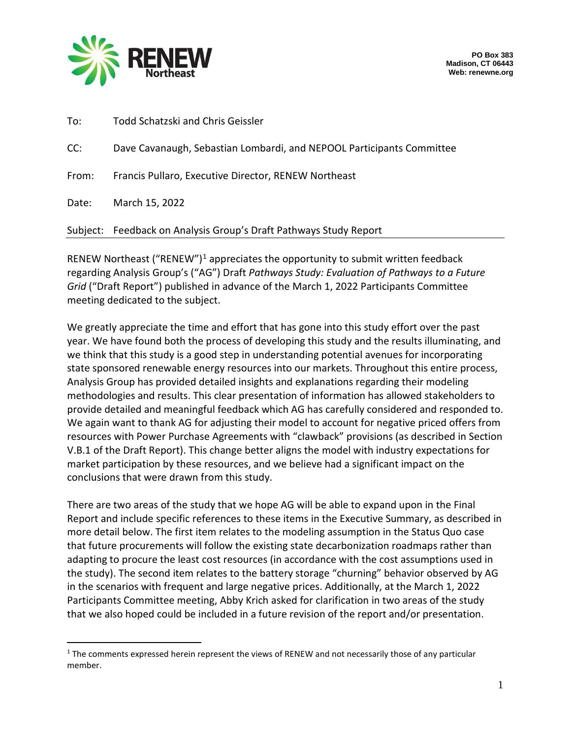RENEW Northeast

PO Box 383
Madison, CT 06443
Web: renewne.org

To: Todd Schatzski and Chris Geissler

CC: Dave Cavanaugh, Sebastian Lombardi, and NEPOOL Participants Committee

From: Francis Pullaro, Executive Director, RENEW Northeast

Date: March 15, 2022

Subject: Feedback on Analysis Group's Draft Pathways Study Report

---

RENEW Northeast ("RENEW")[1] appreciates the opportunity to submit written feedback regarding Analysis Group's ("AG") Draft *Pathways Study: Evaluation of Pathways to a Future Grid* ("Draft Report") published in advance of the March 1, 2022 Participants Committee meeting dedicated to the subject.

We greatly appreciate the time and effort that has gone into this study effort over the past year. We have found both the process of developing this study and the results illuminating, and we think that this study is a good step in understanding potential avenues for incorporating state sponsored renewable energy resources into our markets. Throughout this entire process, Analysis Group has provided detailed insights and explanations regarding their modeling methodologies and results. This clear presentation of information has allowed stakeholders to provide detailed and meaningful feedback which AG has carefully considered and responded to. We again want to thank AG for adjusting their model to account for negative priced offers from resources with Power Purchase Agreements with "clawback" provisions (as described in Section V.B.1 of the Draft Report). This change better aligns the model with industry expectations for market participation by these resources, and we believe had a significant impact on the conclusions that were drawn from this study.

There are two areas of the study that we hope AG will be able to expand upon in the Final Report and include specific references to these items in the Executive Summary, as described in more detail below. The first item relates to the modeling assumption in the Status Quo case that future procurements will follow the existing state decarbonization roadmaps rather than adapting to procure the least cost resources (in accordance with the cost assumptions used in the study). The second item relates to the battery storage "churning" behavior observed by AG in the scenarios with frequent and large negative prices. Additionally, at the March 1, 2022 Participants Committee meeting, Abby Krich asked for clarification in two areas of the study that we also hoped could be included in a future revision of the report and/or presentation.

[1] The comments expressed herein represent the views of RENEW and not necessarily those of any particular member.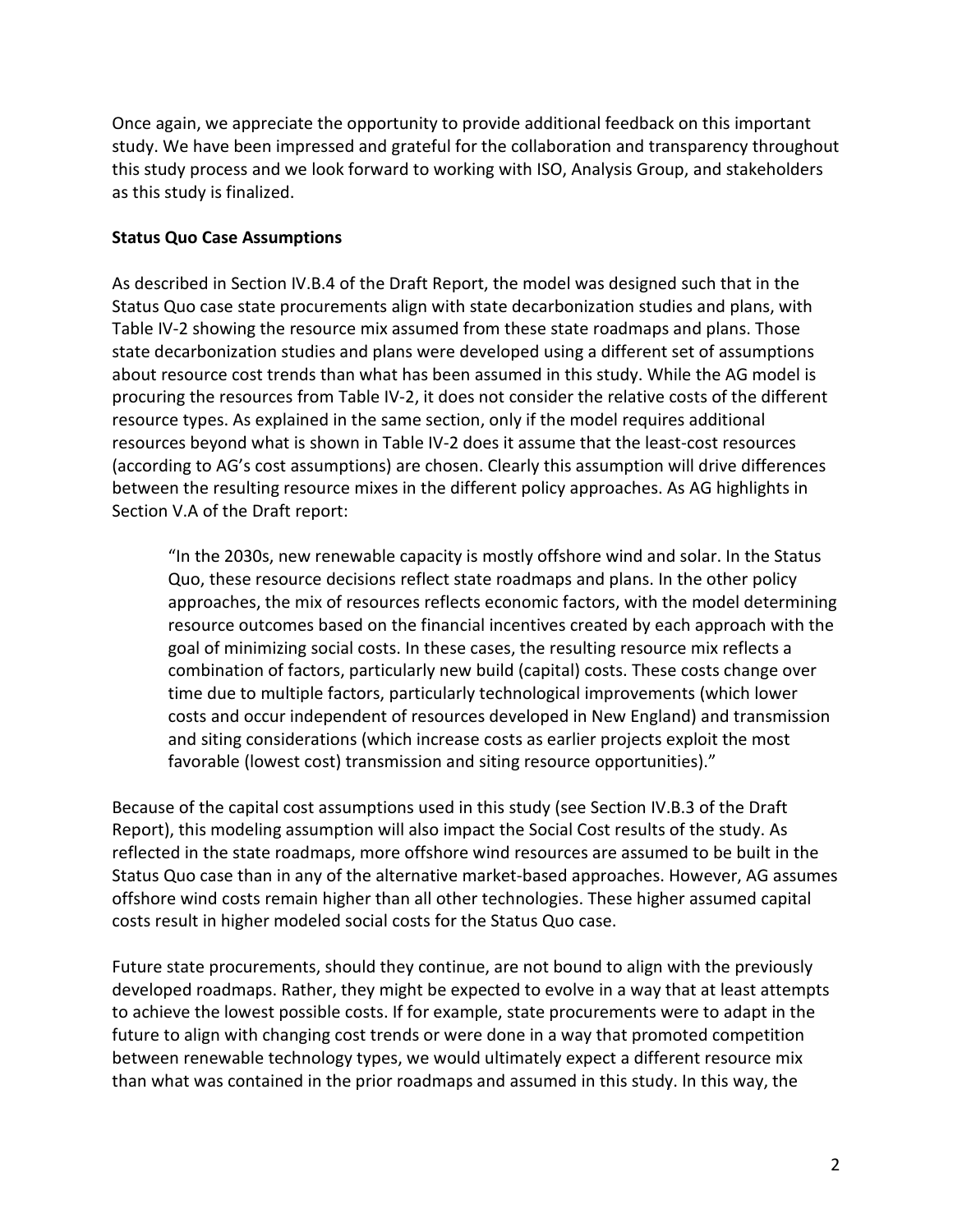Once again, we appreciate the opportunity to provide additional feedback on this important study. We have been impressed and grateful for the collaboration and transparency throughout this study process and we look forward to working with ISO, Analysis Group, and stakeholders as this study is finalized.

**Status Quo Case Assumptions**

As described in Section IV.B.4 of the Draft Report, the model was designed such that in the Status Quo case state procurements align with state decarbonization studies and plans, with Table IV-2 showing the resource mix assumed from these state roadmaps and plans. Those state decarbonization studies and plans were developed using a different set of assumptions about resource cost trends than what has been assumed in this study. While the AG model is procuring the resources from Table IV-2, it does not consider the relative costs of the different resource types. As explained in the same section, only if the model requires additional resources beyond what is shown in Table IV-2 does it assume that the least-cost resources (according to AG's cost assumptions) are chosen. Clearly this assumption will drive differences between the resulting resource mixes in the different policy approaches. As AG highlights in Section V.A of the Draft report:

> "In the 2030s, new renewable capacity is mostly offshore wind and solar. In the Status Quo, these resource decisions reflect state roadmaps and plans. In the other policy approaches, the mix of resources reflects economic factors, with the model determining resource outcomes based on the financial incentives created by each approach with the goal of minimizing social costs. In these cases, the resulting resource mix reflects a combination of factors, particularly new build (capital) costs. These costs change over time due to multiple factors, particularly technological improvements (which lower costs and occur independent of resources developed in New England) and transmission and siting considerations (which increase costs as earlier projects exploit the most favorable (lowest cost) transmission and siting resource opportunities)."

Because of the capital cost assumptions used in this study (see Section IV.B.3 of the Draft Report), this modeling assumption will also impact the Social Cost results of the study. As reflected in the state roadmaps, more offshore wind resources are assumed to be built in the Status Quo case than in any of the alternative market-based approaches. However, AG assumes offshore wind costs remain higher than all other technologies. These higher assumed capital costs result in higher modeled social costs for the Status Quo case.

Future state procurements, should they continue, are not bound to align with the previously developed roadmaps. Rather, they might be expected to evolve in a way that at least attempts to achieve the lowest possible costs. If for example, state procurements were to adapt in the future to align with changing cost trends or were done in a way that promoted competition between renewable technology types, we would ultimately expect a different resource mix than what was contained in the prior roadmaps and assumed in this study. In this way, the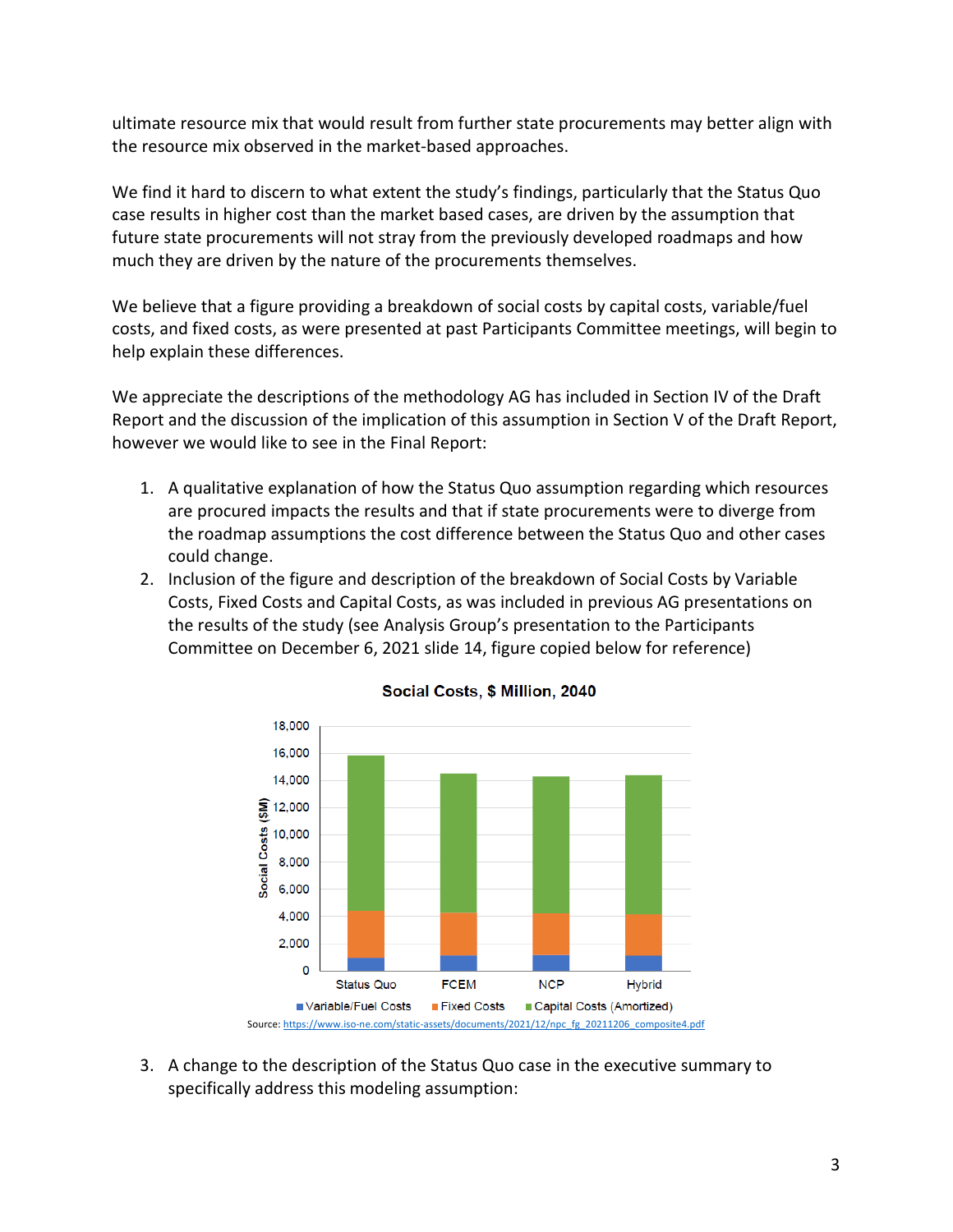ultimate resource mix that would result from further state procurements may better align with the resource mix observed in the market-based approaches.

We find it hard to discern to what extent the study's findings, particularly that the Status Quo case results in higher cost than the market based cases, are driven by the assumption that future state procurements will not stray from the previously developed roadmaps and how much they are driven by the nature of the procurements themselves.

We believe that a figure providing a breakdown of social costs by capital costs, variable/fuel costs, and fixed costs, as were presented at past Participants Committee meetings, will begin to help explain these differences.

We appreciate the descriptions of the methodology AG has included in Section IV of the Draft Report and the discussion of the implication of this assumption in Section V of the Draft Report, however we would like to see in the Final Report:

1. A qualitative explanation of how the Status Quo assumption regarding which resources are procured impacts the results and that if state procurements were to diverge from the roadmap assumptions the cost difference between the Status Quo and other cases could change.
2. Inclusion of the figure and description of the breakdown of Social Costs by Variable Costs, Fixed Costs and Capital Costs, as was included in previous AG presentations on the results of the study (see Analysis Group's presentation to the Participants Committee on December 6, 2021 slide 14, figure copied below for reference)

**Social Costs, $ Million, 2040**

Source: https://www.iso-ne.com/static-assets/documents/2021/12/npc_fg_20211206_composite4.pdf

3. A change to the description of the Status Quo case in the executive summary to specifically address this modeling assumption: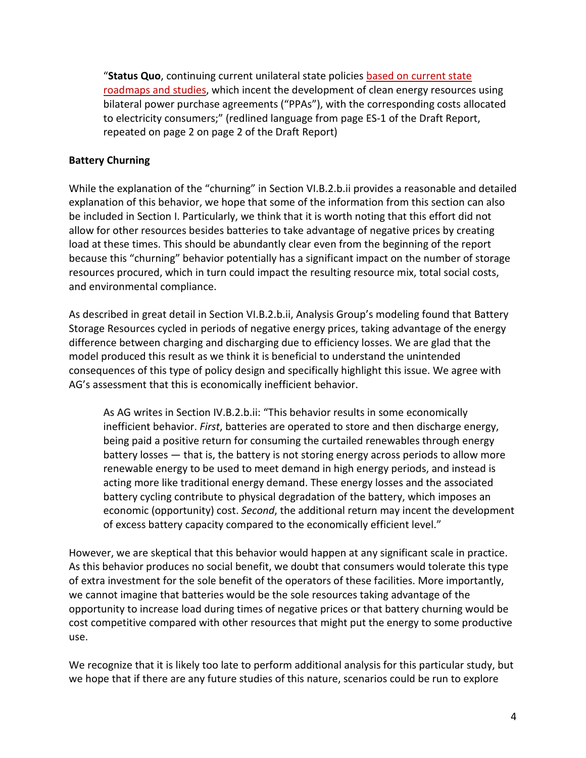> "**Status Quo**, continuing current unilateral state policies based on current state roadmaps and studies, which incent the development of clean energy resources using bilateral power purchase agreements ("PPAs"), with the corresponding costs allocated to electricity consumers;" (redlined language from page ES-1 of the Draft Report, repeated on page 2 on page 2 of the Draft Report)

**Battery Churning**

While the explanation of the "churning" in Section VI.B.2.b.ii provides a reasonable and detailed explanation of this behavior, we hope that some of the information from this section can also be included in Section I. Particularly, we think that it is worth noting that this effort did not allow for other resources besides batteries to take advantage of negative prices by creating load at these times. This should be abundantly clear even from the beginning of the report because this "churning" behavior potentially has a significant impact on the number of storage resources procured, which in turn could impact the resulting resource mix, total social costs, and environmental compliance.

As described in great detail in Section VI.B.2.b.ii, Analysis Group's modeling found that Battery Storage Resources cycled in periods of negative energy prices, taking advantage of the energy difference between charging and discharging due to efficiency losses. We are glad that the model produced this result as we think it is beneficial to understand the unintended consequences of this type of policy design and specifically highlight this issue. We agree with AG's assessment that this is economically inefficient behavior.

> As AG writes in Section IV.B.2.b.ii: "This behavior results in some economically inefficient behavior. *First*, batteries are operated to store and then discharge energy, being paid a positive return for consuming the curtailed renewables through energy battery losses — that is, the battery is not storing energy across periods to allow more renewable energy to be used to meet demand in high energy periods, and instead is acting more like traditional energy demand. These energy losses and the associated battery cycling contribute to physical degradation of the battery, which imposes an economic (opportunity) cost. *Second*, the additional return may incent the development of excess battery capacity compared to the economically efficient level."

However, we are skeptical that this behavior would happen at any significant scale in practice. As this behavior produces no social benefit, we doubt that consumers would tolerate this type of extra investment for the sole benefit of the operators of these facilities. More importantly, we cannot imagine that batteries would be the sole resources taking advantage of the opportunity to increase load during times of negative prices or that battery churning would be cost competitive compared with other resources that might put the energy to some productive use.

We recognize that it is likely too late to perform additional analysis for this particular study, but we hope that if there are any future studies of this nature, scenarios could be run to explore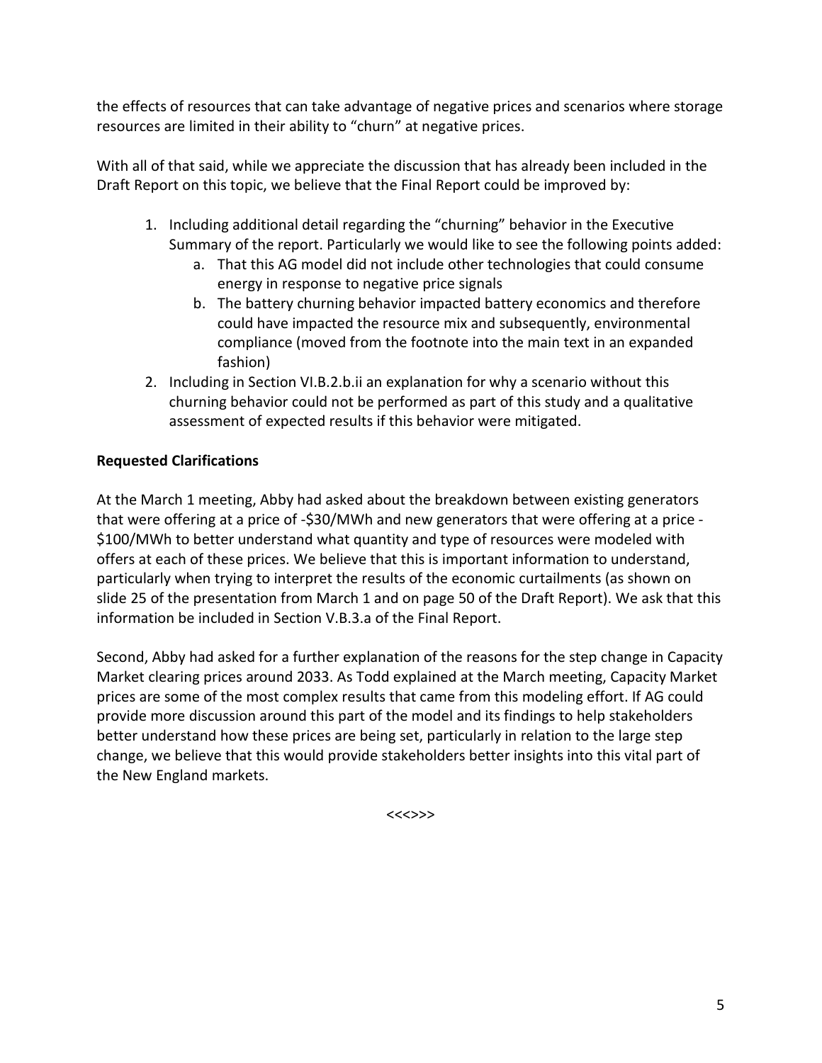the effects of resources that can take advantage of negative prices and scenarios where storage resources are limited in their ability to "churn" at negative prices.

With all of that said, while we appreciate the discussion that has already been included in the Draft Report on this topic, we believe that the Final Report could be improved by:

1. Including additional detail regarding the "churning" behavior in the Executive Summary of the report. Particularly we would like to see the following points added:
   a. That this AG model did not include other technologies that could consume energy in response to negative price signals
   b. The battery churning behavior impacted battery economics and therefore could have impacted the resource mix and subsequently, environmental compliance (moved from the footnote into the main text in an expanded fashion)
2. Including in Section VI.B.2.b.ii an explanation for why a scenario without this churning behavior could not be performed as part of this study and a qualitative assessment of expected results if this behavior were mitigated.

**Requested Clarifications**

At the March 1 meeting, Abby had asked about the breakdown between existing generators that were offering at a price of -$30/MWh and new generators that were offering at a price -$100/MWh to better understand what quantity and type of resources were modeled with offers at each of these prices. We believe that this is important information to understand, particularly when trying to interpret the results of the economic curtailments (as shown on slide 25 of the presentation from March 1 and on page 50 of the Draft Report). We ask that this information be included in Section V.B.3.a of the Final Report.

Second, Abby had asked for a further explanation of the reasons for the step change in Capacity Market clearing prices around 2033. As Todd explained at the March meeting, Capacity Market prices are some of the most complex results that came from this modeling effort. If AG could provide more discussion around this part of the model and its findings to help stakeholders better understand how these prices are being set, particularly in relation to the large step change, we believe that this would provide stakeholders better insights into this vital part of the New England markets.

<<<>>>